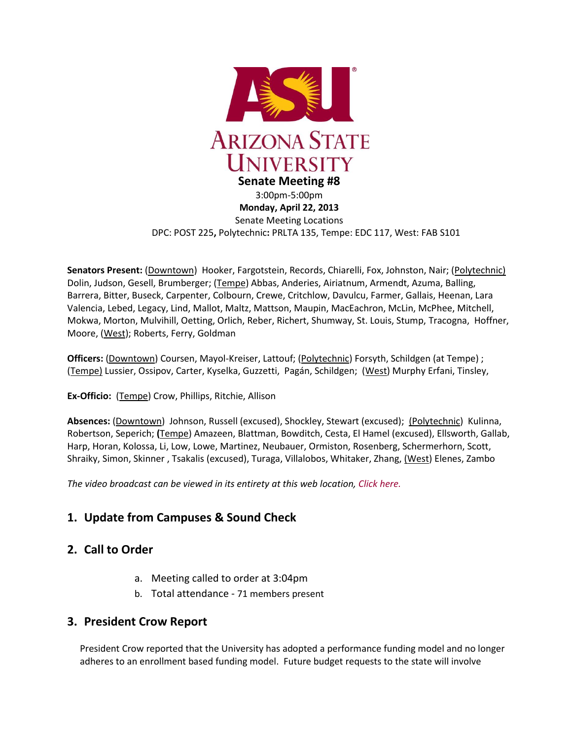# Senate Meeting #8

3:00pm-5:00pm

**Monday, April 22, 2013**

Senate Meeting Locations

DPC: POST 225**,** Polytechnic**:** PRLTA 135, Tempe: EDC 117, West: FAB S101

**Senators Present:** (Downtown) Hooker, Fargotstein, Records, Chiarelli, Fox, Johnston, Nair; (Polytechnic) Dolin, Judson, Gesell, Brumberger; (Tempe) Abbas, Anderies, Airiatnum, Armendt, Azuma, Balling, Barrera, Bitter, Buseck, Carpenter, Colbourn, Crewe, Critchlow, Davulcu, Farmer, Gallais, Heenan, Lara Valencia, Lebed, Legacy, Lind, Mallot, Maltz, Mattson, Maupin, MacEachron, McLin, McPhee, Mitchell, Mokwa, Morton, Mulvihill, Oetting, Orlich, Reber, Richert, Shumway, St. Louis, Stump, Tracogna, Hoffner, Moore, (West); Roberts, Ferry, Goldman

**Officers:** (Downtown) Coursen, Mayol-Kreiser, Lattouf; (Polytechnic) Forsyth, Schildgen (at Tempe) ; (Tempe) Lussier, Ossipov, Carter, Kyselka, Guzzetti, Pagán, Schildgen; (West) Murphy Erfani, Tinsley,

**Ex-Officio:** (Tempe) Crow, Phillips, Ritchie, Allison

**Absences:** (Downtown) Johnson, Russell (excused), Shockley, Stewart (excused); (Polytechnic) Kulinna, Robertson, Seperich; **(**Tempe) Amazeen, Blattman, Bowditch, Cesta, El Hamel (excused), Ellsworth, Gallab, Harp, Horan, Kolossa, Li, Low, Lowe, Martinez, Neubauer, Ormiston, Rosenberg, Schermerhorn, Scott, Shraiky, Simon, Skinner , Tsakalis (excused), Turaga, Villalobos, Whitaker, Zhang, (West) Elenes, Zambo

*The video broadcast can be viewed in its entirety at this web location, Click here.*

## 1. Update from Campuses & Sound Check

## 2. Call to Order

a. Meeting called to order at 3:04pm

b. Total attendance - 71 members present

## 3. President Crow Report

President Crow reported that the University has adopted a performance funding model and no longer adheres to an enrollment based funding model. Future budget requests to the state will involve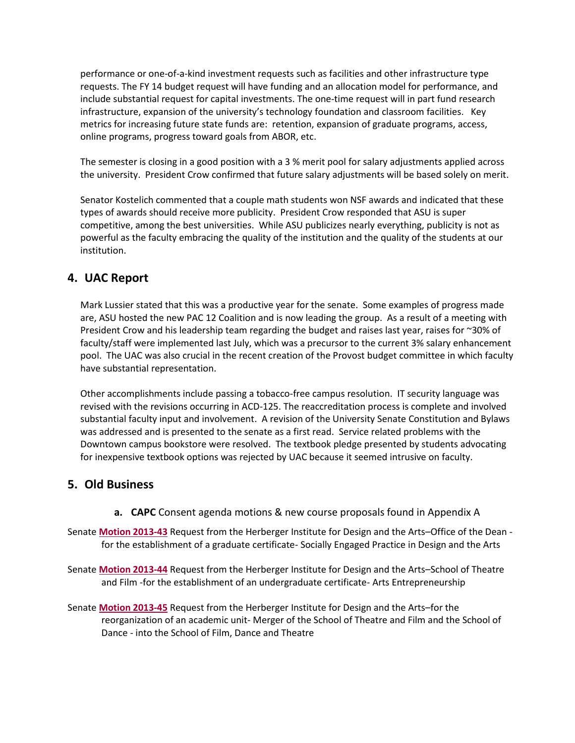performance or one-of-a-kind investment requests such as facilities and other infrastructure type requests. The FY 14 budget request will have funding and an allocation model for performance, and include substantial request for capital investments. The one-time request will in part fund research infrastructure, expansion of the university's technology foundation and classroom facilities. Key metrics for increasing future state funds are: retention, expansion of graduate programs, access, online programs, progress toward goals from ABOR, etc.

The semester is closing in a good position with a 3 % merit pool for salary adjustments applied across the university. President Crow confirmed that future salary adjustments will be based solely on merit.

Senator Kostelich commented that a couple math students won NSF awards and indicated that these types of awards should receive more publicity. President Crow responded that ASU is super competitive, among the best universities. While ASU publicizes nearly everything, publicity is not as powerful as the faculty embracing the quality of the institution and the quality of the students at our institution.

## 4. UAC Report

Mark Lussier stated that this was a productive year for the senate. Some examples of progress made are, ASU hosted the new PAC 12 Coalition and is now leading the group. As a result of a meeting with President Crow and his leadership team regarding the budget and raises last year, raises for ~30% of faculty/staff were implemented last July, which was a precursor to the current 3% salary enhancement pool. The UAC was also crucial in the recent creation of the Provost budget committee in which faculty have substantial representation.

Other accomplishments include passing a tobacco-free campus resolution. IT security language was revised with the revisions occurring in ACD-125. The reaccreditation process is complete and involved substantial faculty input and involvement. A revision of the University Senate Constitution and Bylaws was addressed and is presented to the senate as a first read. Service related problems with the Downtown campus bookstore were resolved. The textbook pledge presented by students advocating for inexpensive textbook options was rejected by UAC because it seemed intrusive on faculty.

## 5. Old Business

**a. CAPC** Consent agenda motions & new course proposals found in Appendix A

Senate **Motion 2013-43** Request from the Herberger Institute for Design and the Arts–Office of the Dean - for the establishment of a graduate certificate- Socially Engaged Practice in Design and the Arts

Senate **Motion 2013-44** Request from the Herberger Institute for Design and the Arts–School of Theatre and Film -for the establishment of an undergraduate certificate- Arts Entrepreneurship

Senate **Motion 2013-45** Request from the Herberger Institute for Design and the Arts–for the reorganization of an academic unit- Merger of the School of Theatre and Film and the School of Dance - into the School of Film, Dance and Theatre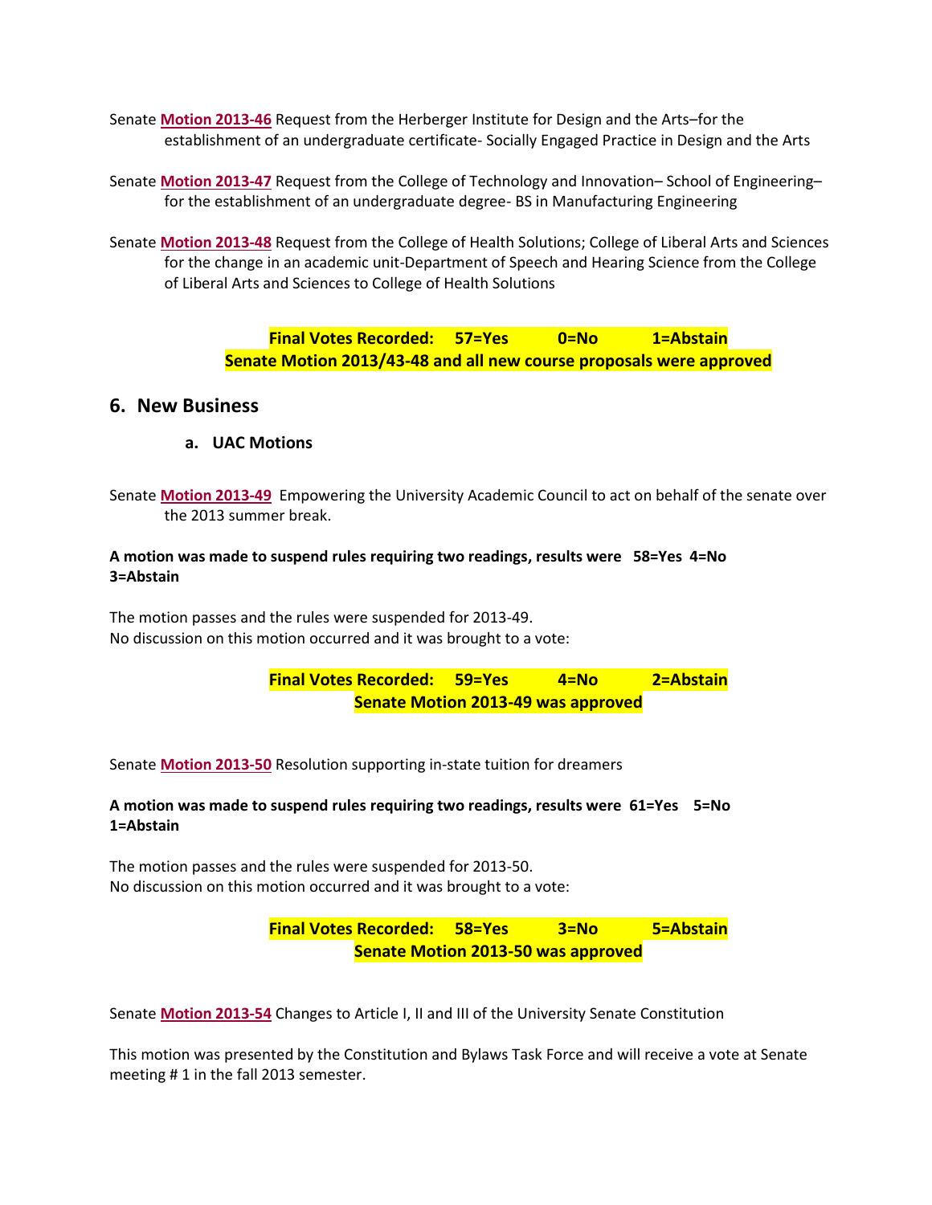Senate **Motion 2013-46** Request from the Herberger Institute for Design and the Arts–for the establishment of an undergraduate certificate- Socially Engaged Practice in Design and the Arts

Senate **Motion 2013-47** Request from the College of Technology and Innovation– School of Engineering– for the establishment of an undergraduate degree- BS in Manufacturing Engineering

Senate **Motion 2013-48** Request from the College of Health Solutions; College of Liberal Arts and Sciences for the change in an academic unit-Department of Speech and Hearing Science from the College of Liberal Arts and Sciences to College of Health Solutions

**Final Votes Recorded: 57=Yes 0=No 1=Abstain**
**Senate Motion 2013/43-48 and all new course proposals were approved**

## 6. New Business

### a. UAC Motions

Senate **Motion 2013-49** Empowering the University Academic Council to act on behalf of the senate over the 2013 summer break.

**A motion was made to suspend rules requiring two readings, results were 58=Yes 4=No 3=Abstain**

The motion passes and the rules were suspended for 2013-49.
No discussion on this motion occurred and it was brought to a vote:

**Final Votes Recorded: 59=Yes 4=No 2=Abstain**
**Senate Motion 2013-49 was approved**

Senate **Motion 2013-50** Resolution supporting in-state tuition for dreamers

**A motion was made to suspend rules requiring two readings, results were 61=Yes 5=No 1=Abstain**

The motion passes and the rules were suspended for 2013-50.
No discussion on this motion occurred and it was brought to a vote:

**Final Votes Recorded: 58=Yes 3=No 5=Abstain**
**Senate Motion 2013-50 was approved**

Senate **Motion 2013-54** Changes to Article I, II and III of the University Senate Constitution

This motion was presented by the Constitution and Bylaws Task Force and will receive a vote at Senate meeting # 1 in the fall 2013 semester.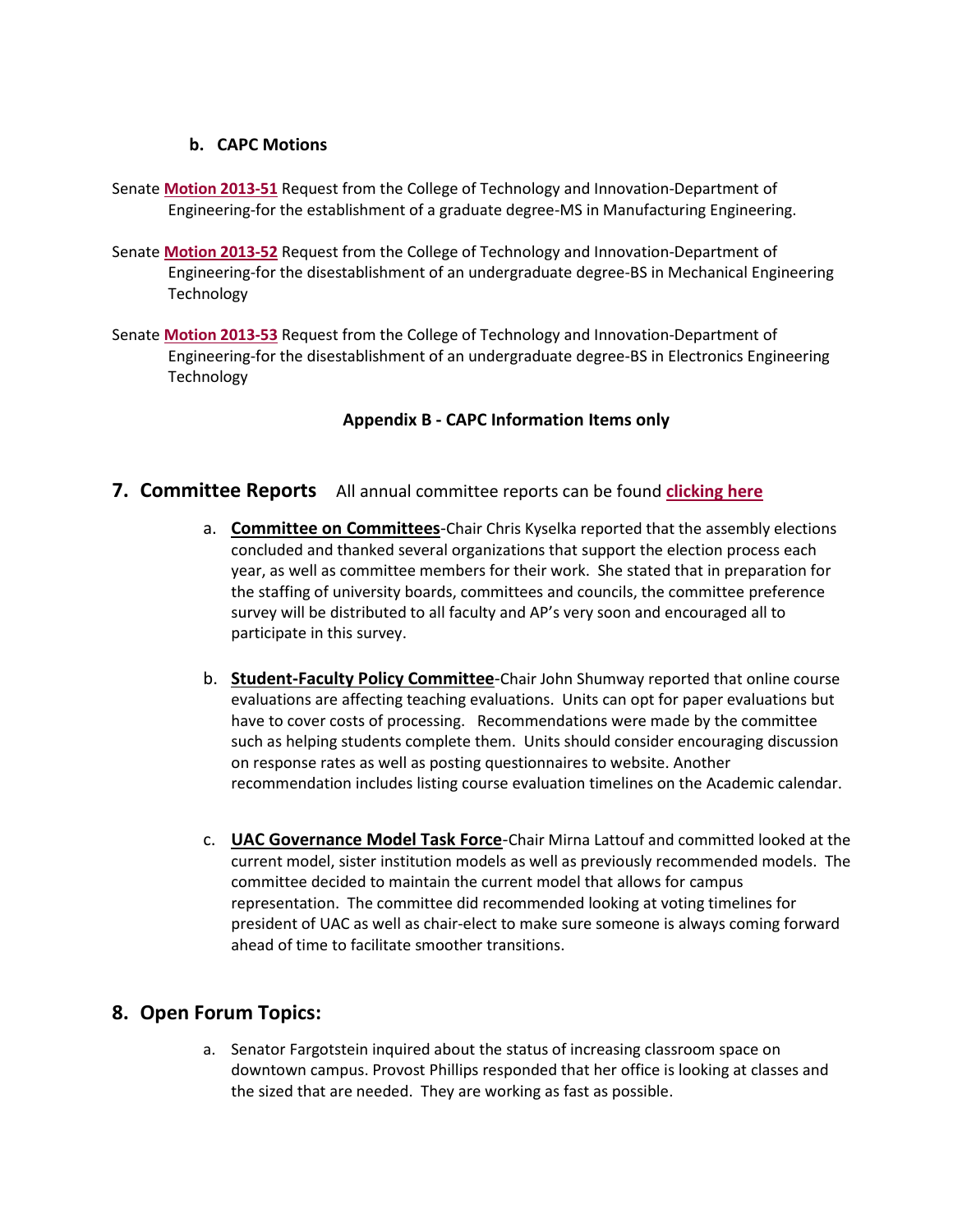### b. CAPC Motions

Senate **Motion 2013-51** Request from the College of Technology and Innovation-Department of Engineering-for the establishment of a graduate degree-MS in Manufacturing Engineering.

Senate **Motion 2013-52** Request from the College of Technology and Innovation-Department of Engineering-for the disestablishment of an undergraduate degree-BS in Mechanical Engineering Technology

Senate **Motion 2013-53** Request from the College of Technology and Innovation-Department of Engineering-for the disestablishment of an undergraduate degree-BS in Electronics Engineering Technology

**Appendix B - CAPC Information Items only**

## 7. Committee Reports

All annual committee reports can be found **clicking here**

a. **Committee on Committees**-Chair Chris Kyselka reported that the assembly elections concluded and thanked several organizations that support the election process each year, as well as committee members for their work. She stated that in preparation for the staffing of university boards, committees and councils, the committee preference survey will be distributed to all faculty and AP's very soon and encouraged all to participate in this survey.

b. **Student-Faculty Policy Committee**-Chair John Shumway reported that online course evaluations are affecting teaching evaluations. Units can opt for paper evaluations but have to cover costs of processing. Recommendations were made by the committee such as helping students complete them. Units should consider encouraging discussion on response rates as well as posting questionnaires to website. Another recommendation includes listing course evaluation timelines on the Academic calendar.

c. **UAC Governance Model Task Force**-Chair Mirna Lattouf and committed looked at the current model, sister institution models as well as previously recommended models. The committee decided to maintain the current model that allows for campus representation. The committee did recommended looking at voting timelines for president of UAC as well as chair-elect to make sure someone is always coming forward ahead of time to facilitate smoother transitions.

## 8. Open Forum Topics:

a. Senator Fargotstein inquired about the status of increasing classroom space on downtown campus. Provost Phillips responded that her office is looking at classes and the sized that are needed. They are working as fast as possible.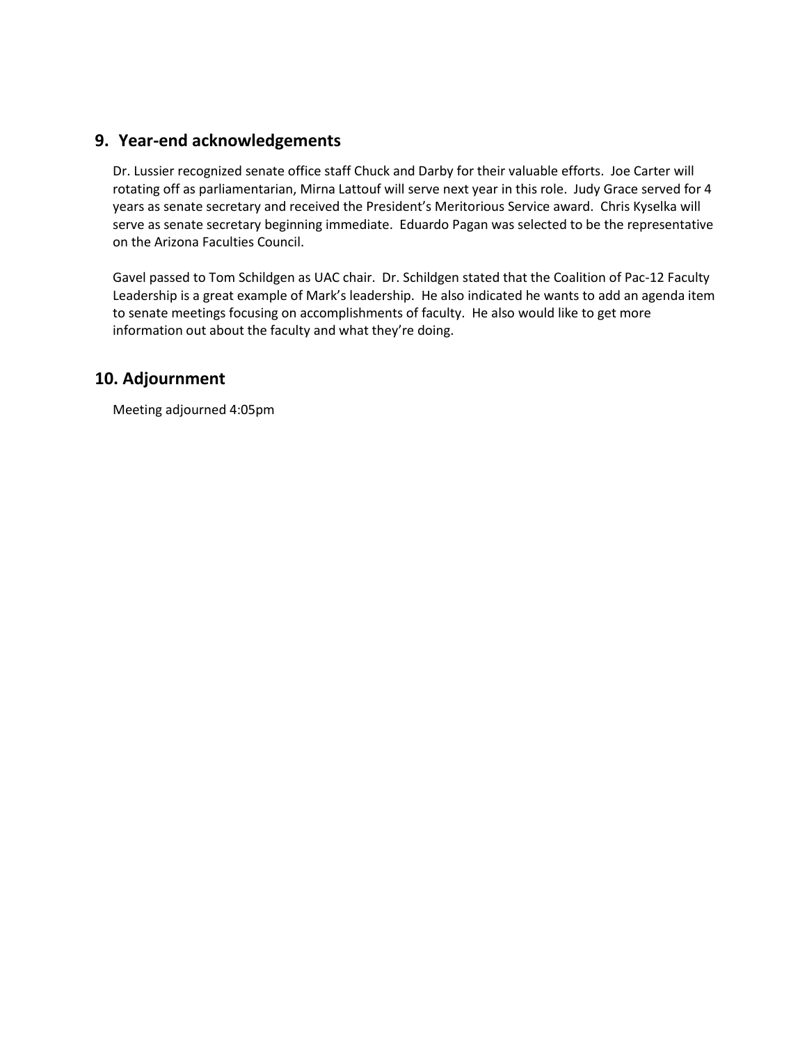## 9. Year-end acknowledgements

Dr. Lussier recognized senate office staff Chuck and Darby for their valuable efforts. Joe Carter will rotating off as parliamentarian, Mirna Lattouf will serve next year in this role. Judy Grace served for 4 years as senate secretary and received the President's Meritorious Service award. Chris Kyselka will serve as senate secretary beginning immediate. Eduardo Pagan was selected to be the representative on the Arizona Faculties Council.

Gavel passed to Tom Schildgen as UAC chair. Dr. Schildgen stated that the Coalition of Pac-12 Faculty Leadership is a great example of Mark's leadership. He also indicated he wants to add an agenda item to senate meetings focusing on accomplishments of faculty. He also would like to get more information out about the faculty and what they're doing.

## 10. Adjournment

Meeting adjourned 4:05pm